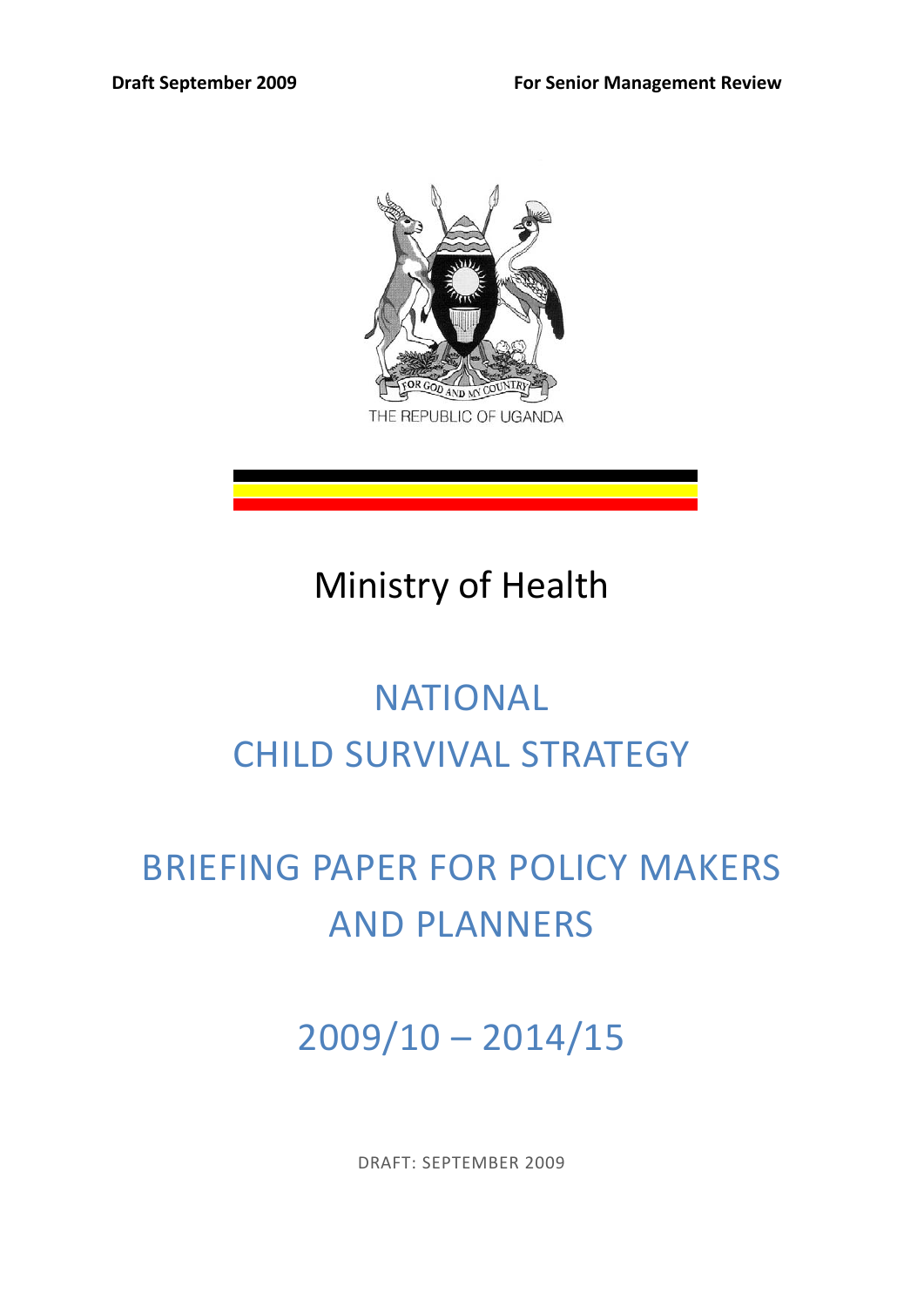**Draft September 2009** **For Senior Management Review**

THE REPUBLIC OF UGANDA

Ministry of Health

# NATIONAL CHILD SURVIVAL STRATEGY

# BRIEFING PAPER FOR POLICY MAKERS AND PLANNERS

## 2009/10 – 2014/15

DRAFT: SEPTEMBER 2009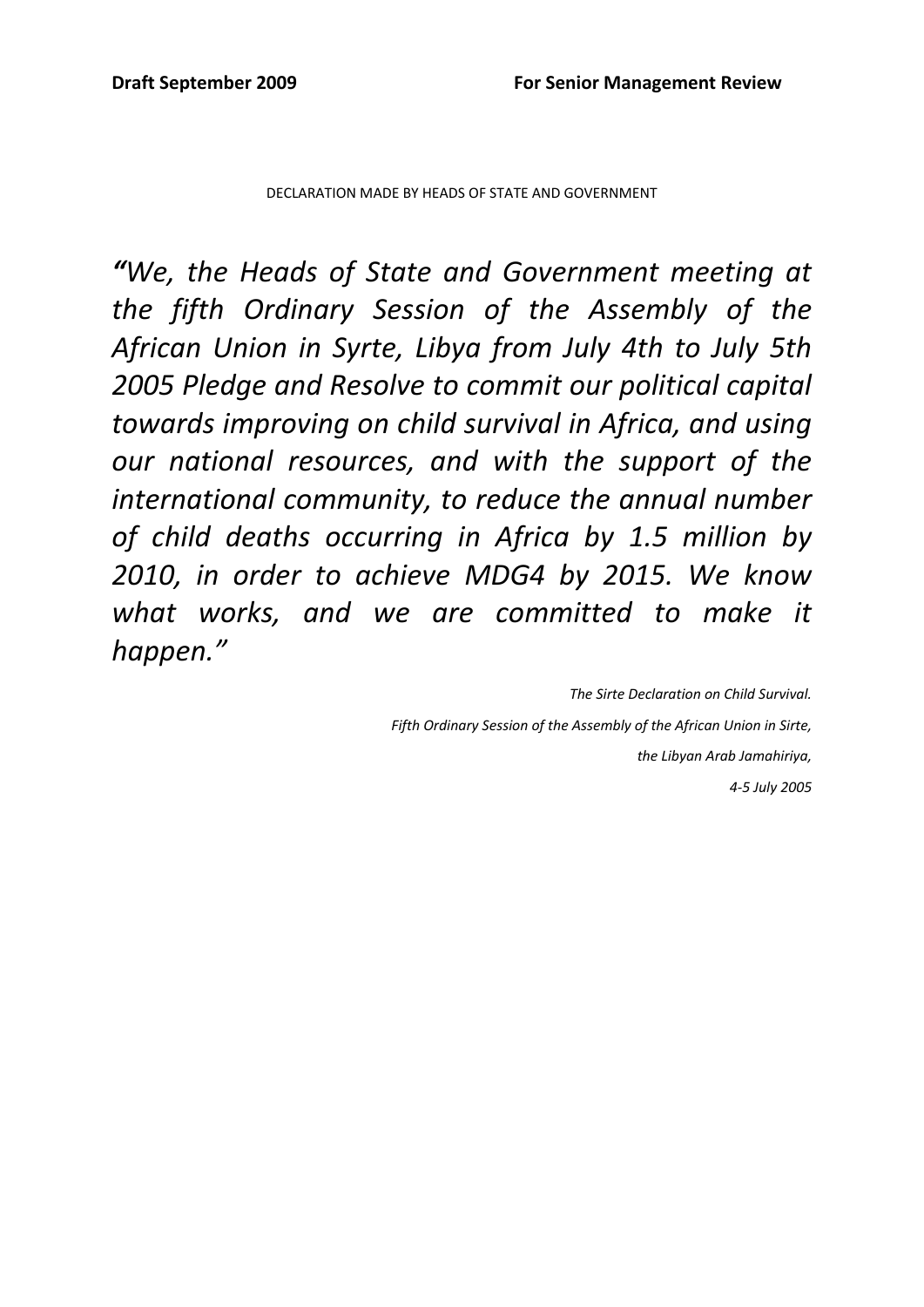DECLARATION MADE BY HEADS OF STATE AND GOVERNMENT

*"We, the Heads of State and Government meeting at the fifth Ordinary Session of the Assembly of the African Union in Syrte, Libya from July 4th to July 5th 2005 Pledge and Resolve to commit our political capital towards improving on child survival in Africa, and using our national resources, and with the support of the international community, to reduce the annual number of child deaths occurring in Africa by 1.5 million by 2010, in order to achieve MDG4 by 2015. We know what works, and we are committed to make it happen."*

*The Sirte Declaration on Child Survival.*

*Fifth Ordinary Session of the Assembly of the African Union in Sirte,*

*the Libyan Arab Jamahiriya,*

*4-5 July 2005*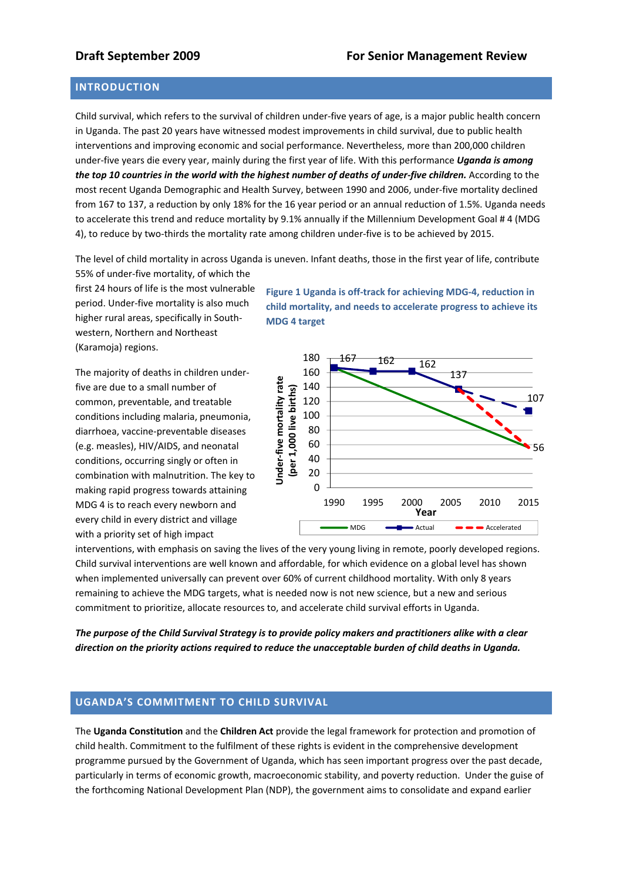**Draft September 2009** **For Senior Management Review**

## INTRODUCTION

Child survival, which refers to the survival of children under-five years of age, is a major public health concern in Uganda. The past 20 years have witnessed modest improvements in child survival, due to public health interventions and improving economic and social performance. Nevertheless, more than 200,000 children under-five years die every year, mainly during the first year of life. With this performance ***Uganda is among the top 10 countries in the world with the highest number of deaths of under-five children.*** According to the most recent Uganda Demographic and Health Survey, between 1990 and 2006, under-five mortality declined from 167 to 137, a reduction by only 18% for the 16 year period or an annual reduction of 1.5%. Uganda needs to accelerate this trend and reduce mortality by 9.1% annually if the Millennium Development Goal # 4 (MDG 4), to reduce by two-thirds the mortality rate among children under-five is to be achieved by 2015.

The level of child mortality in across Uganda is uneven. Infant deaths, those in the first year of life, contribute 55% of under-five mortality, of which the first 24 hours of life is the most vulnerable period. Under-five mortality is also much higher rural areas, specifically in South-western, Northern and Northeast (Karamoja) regions.

**Figure 1 Uganda is off-track for achieving MDG-4, reduction in child mortality, and needs to accelerate progress to achieve its MDG 4 target**

The majority of deaths in children under-five are due to a small number of common, preventable, and treatable conditions including malaria, pneumonia, diarrhoea, vaccine-preventable diseases (e.g. measles), HIV/AIDS, and neonatal conditions, occurring singly or often in combination with malnutrition. The key to making rapid progress towards attaining MDG 4 is to reach every newborn and every child in every district and village with a priority set of high impact interventions, with emphasis on saving the lives of the very young living in remote, poorly developed regions. Child survival interventions are well known and affordable, for which evidence on a global level has shown when implemented universally can prevent over 60% of current childhood mortality. With only 8 years remaining to achieve the MDG targets, what is needed now is not new science, but a new and serious commitment to prioritize, allocate resources to, and accelerate child survival efforts in Uganda.

***The purpose of the Child Survival Strategy is to provide policy makers and practitioners alike with a clear direction on the priority actions required to reduce the unacceptable burden of child deaths in Uganda.***

## UGANDA'S COMMITMENT TO CHILD SURVIVAL

The **Uganda Constitution** and the **Children Act** provide the legal framework for protection and promotion of child health. Commitment to the fulfilment of these rights is evident in the comprehensive development programme pursued by the Government of Uganda, which has seen important progress over the past decade, particularly in terms of economic growth, macroeconomic stability, and poverty reduction. Under the guise of the forthcoming National Development Plan (NDP), the government aims to consolidate and expand earlier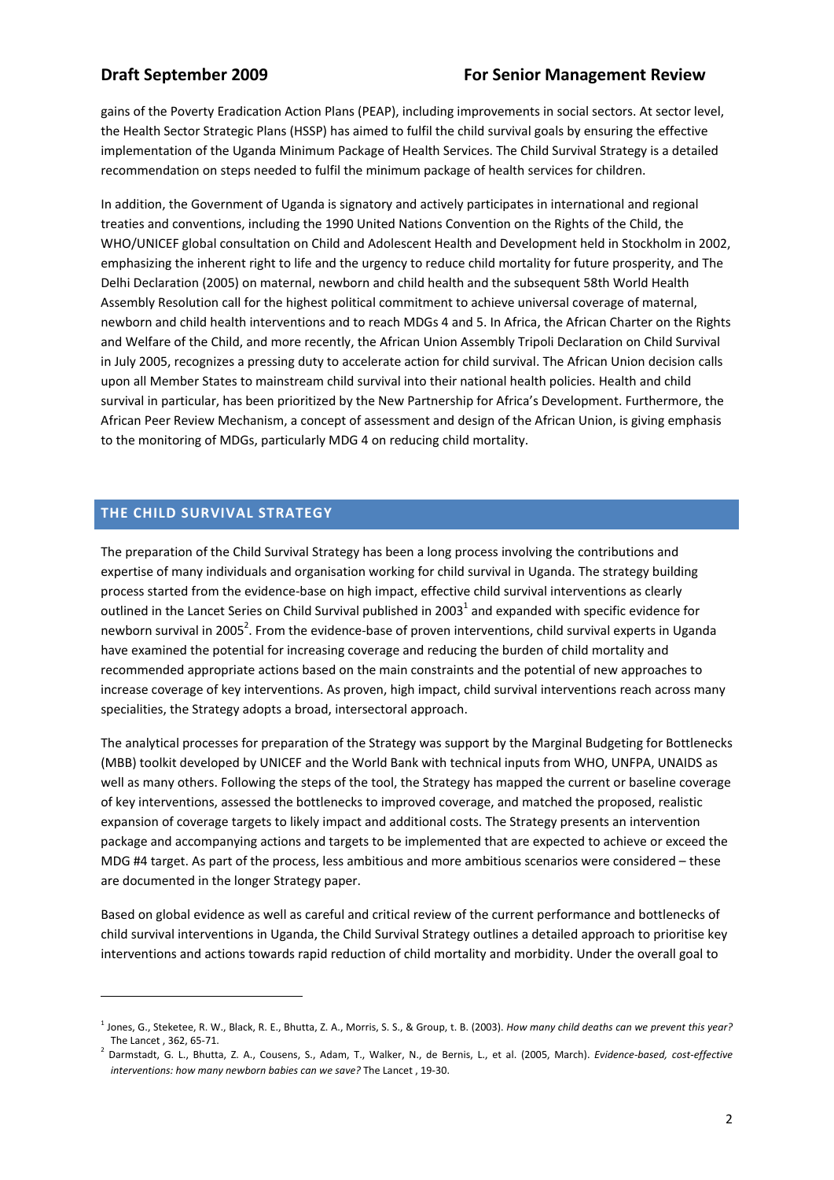gains of the Poverty Eradication Action Plans (PEAP), including improvements in social sectors. At sector level, the Health Sector Strategic Plans (HSSP) has aimed to fulfil the child survival goals by ensuring the effective implementation of the Uganda Minimum Package of Health Services. The Child Survival Strategy is a detailed recommendation on steps needed to fulfil the minimum package of health services for children.

In addition, the Government of Uganda is signatory and actively participates in international and regional treaties and conventions, including the 1990 United Nations Convention on the Rights of the Child, the WHO/UNICEF global consultation on Child and Adolescent Health and Development held in Stockholm in 2002, emphasizing the inherent right to life and the urgency to reduce child mortality for future prosperity, and The Delhi Declaration (2005) on maternal, newborn and child health and the subsequent 58th World Health Assembly Resolution call for the highest political commitment to achieve universal coverage of maternal, newborn and child health interventions and to reach MDGs 4 and 5. In Africa, the African Charter on the Rights and Welfare of the Child, and more recently, the African Union Assembly Tripoli Declaration on Child Survival in July 2005, recognizes a pressing duty to accelerate action for child survival. The African Union decision calls upon all Member States to mainstream child survival into their national health policies. Health and child survival in particular, has been prioritized by the New Partnership for Africa's Development. Furthermore, the African Peer Review Mechanism, a concept of assessment and design of the African Union, is giving emphasis to the monitoring of MDGs, particularly MDG 4 on reducing child mortality.

## THE CHILD SURVIVAL STRATEGY

The preparation of the Child Survival Strategy has been a long process involving the contributions and expertise of many individuals and organisation working for child survival in Uganda. The strategy building process started from the evidence-base on high impact, effective child survival interventions as clearly outlined in the Lancet Series on Child Survival published in 2003[1] and expanded with specific evidence for newborn survival in 2005[2]. From the evidence-base of proven interventions, child survival experts in Uganda have examined the potential for increasing coverage and reducing the burden of child mortality and recommended appropriate actions based on the main constraints and the potential of new approaches to increase coverage of key interventions. As proven, high impact, child survival interventions reach across many specialities, the Strategy adopts a broad, intersectoral approach.

The analytical processes for preparation of the Strategy was support by the Marginal Budgeting for Bottlenecks (MBB) toolkit developed by UNICEF and the World Bank with technical inputs from WHO, UNFPA, UNAIDS as well as many others. Following the steps of the tool, the Strategy has mapped the current or baseline coverage of key interventions, assessed the bottlenecks to improved coverage, and matched the proposed, realistic expansion of coverage targets to likely impact and additional costs. The Strategy presents an intervention package and accompanying actions and targets to be implemented that are expected to achieve or exceed the MDG #4 target. As part of the process, less ambitious and more ambitious scenarios were considered – these are documented in the longer Strategy paper.

Based on global evidence as well as careful and critical review of the current performance and bottlenecks of child survival interventions in Uganda, the Child Survival Strategy outlines a detailed approach to prioritise key interventions and actions towards rapid reduction of child mortality and morbidity. Under the overall goal to

---

[1] Jones, G., Steketee, R. W., Black, R. E., Bhutta, Z. A., Morris, S. S., & Group, t. B. (2003). *How many child deaths can we prevent this year?* The Lancet , 362, 65-71.

[2] Darmstadt, G. L., Bhutta, Z. A., Cousens, S., Adam, T., Walker, N., de Bernis, L., et al. (2005, March). *Evidence-based, cost-effective interventions: how many newborn babies can we save?* The Lancet , 19-30.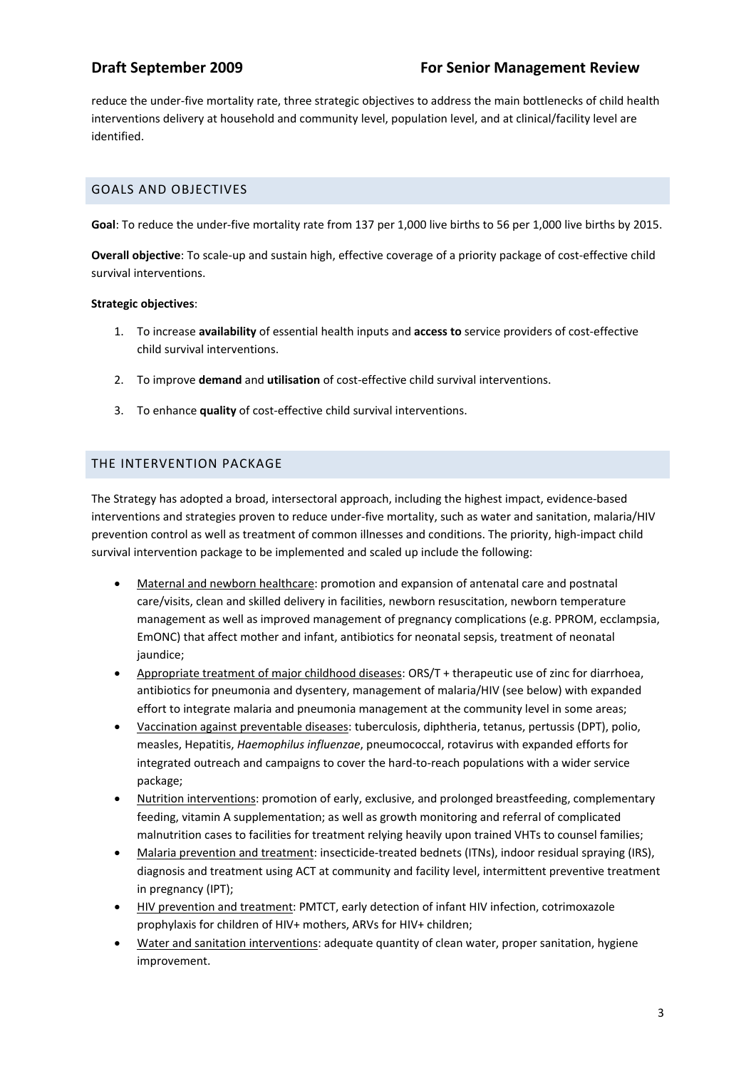reduce the under-five mortality rate, three strategic objectives to address the main bottlenecks of child health interventions delivery at household and community level, population level, and at clinical/facility level are identified.

## GOALS AND OBJECTIVES

**Goal**: To reduce the under-five mortality rate from 137 per 1,000 live births to 56 per 1,000 live births by 2015.

**Overall objective**: To scale-up and sustain high, effective coverage of a priority package of cost-effective child survival interventions.

**Strategic objectives**:

1. To increase **availability** of essential health inputs and **access to** service providers of cost-effective child survival interventions.
2. To improve **demand** and **utilisation** of cost-effective child survival interventions.
3. To enhance **quality** of cost-effective child survival interventions.

## THE INTERVENTION PACKAGE

The Strategy has adopted a broad, intersectoral approach, including the highest impact, evidence-based interventions and strategies proven to reduce under-five mortality, such as water and sanitation, malaria/HIV prevention control as well as treatment of common illnesses and conditions. The priority, high-impact child survival intervention package to be implemented and scaled up include the following:

- Maternal and newborn healthcare: promotion and expansion of antenatal care and postnatal care/visits, clean and skilled delivery in facilities, newborn resuscitation, newborn temperature management as well as improved management of pregnancy complications (e.g. PPROM, ecclampsia, EmONC) that affect mother and infant, antibiotics for neonatal sepsis, treatment of neonatal jaundice;
- Appropriate treatment of major childhood diseases: ORS/T + therapeutic use of zinc for diarrhoea, antibiotics for pneumonia and dysentery, management of malaria/HIV (see below) with expanded effort to integrate malaria and pneumonia management at the community level in some areas;
- Vaccination against preventable diseases: tuberculosis, diphtheria, tetanus, pertussis (DPT), polio, measles, Hepatitis, *Haemophilus influenzae*, pneumococcal, rotavirus with expanded efforts for integrated outreach and campaigns to cover the hard-to-reach populations with a wider service package;
- Nutrition interventions: promotion of early, exclusive, and prolonged breastfeeding, complementary feeding, vitamin A supplementation; as well as growth monitoring and referral of complicated malnutrition cases to facilities for treatment relying heavily upon trained VHTs to counsel families;
- Malaria prevention and treatment: insecticide-treated bednets (ITNs), indoor residual spraying (IRS), diagnosis and treatment using ACT at community and facility level, intermittent preventive treatment in pregnancy (IPT);
- HIV prevention and treatment: PMTCT, early detection of infant HIV infection, cotrimoxazole prophylaxis for children of HIV+ mothers, ARVs for HIV+ children;
- Water and sanitation interventions: adequate quantity of clean water, proper sanitation, hygiene improvement.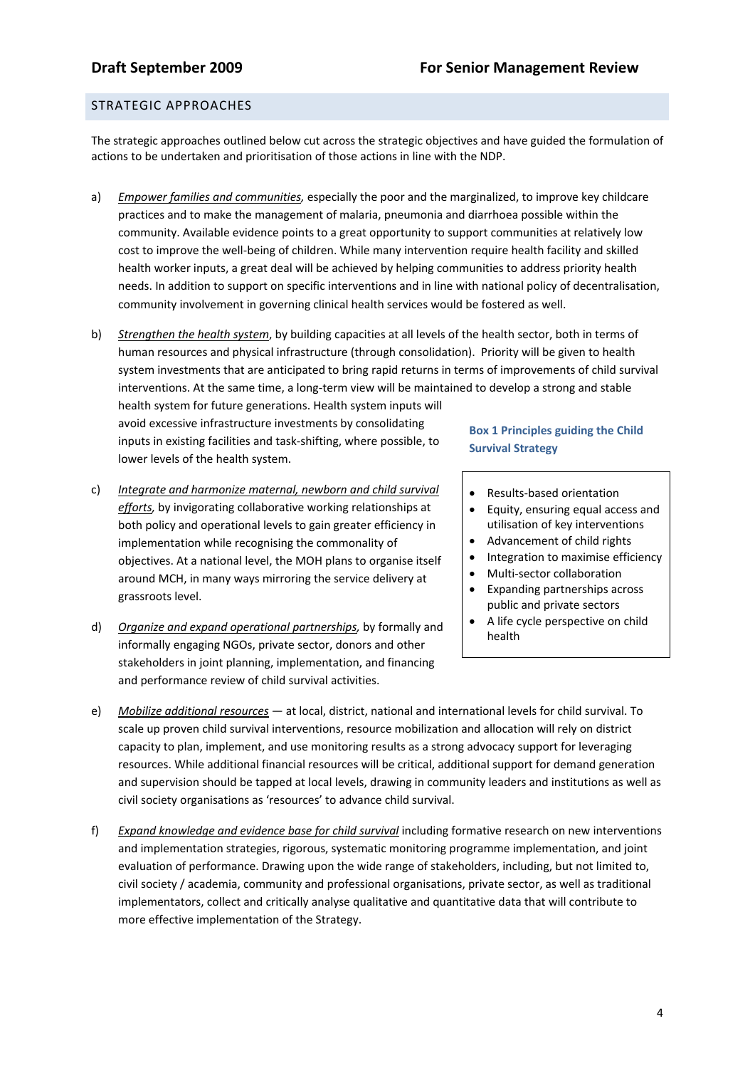## STRATEGIC APPROACHES

The strategic approaches outlined below cut across the strategic objectives and have guided the formulation of actions to be undertaken and prioritisation of those actions in line with the NDP.

a) *Empower families and communities,* especially the poor and the marginalized, to improve key childcare practices and to make the management of malaria, pneumonia and diarrhoea possible within the community. Available evidence points to a great opportunity to support communities at relatively low cost to improve the well-being of children. While many intervention require health facility and skilled health worker inputs, a great deal will be achieved by helping communities to address priority health needs. In addition to support on specific interventions and in line with national policy of decentralisation, community involvement in governing clinical health services would be fostered as well.

b) *Strengthen the health system*, by building capacities at all levels of the health sector, both in terms of human resources and physical infrastructure (through consolidation). Priority will be given to health system investments that are anticipated to bring rapid returns in terms of improvements of child survival interventions. At the same time, a long-term view will be maintained to develop a strong and stable health system for future generations. Health system inputs will avoid excessive infrastructure investments by consolidating inputs in existing facilities and task-shifting, where possible, to lower levels of the health system.

c) *Integrate and harmonize maternal, newborn and child survival efforts,* by invigorating collaborative working relationships at both policy and operational levels to gain greater efficiency in implementation while recognising the commonality of objectives. At a national level, the MOH plans to organise itself around MCH, in many ways mirroring the service delivery at grassroots level.

d) *Organize and expand operational partnerships,* by formally and informally engaging NGOs, private sector, donors and other stakeholders in joint planning, implementation, and financing and performance review of child survival activities.

**Box 1 Principles guiding the Child Survival Strategy**

- Results-based orientation
- Equity, ensuring equal access and utilisation of key interventions
- Advancement of child rights
- Integration to maximise efficiency
- Multi-sector collaboration
- Expanding partnerships across public and private sectors
- A life cycle perspective on child health

e) *Mobilize additional resources* — at local, district, national and international levels for child survival. To scale up proven child survival interventions, resource mobilization and allocation will rely on district capacity to plan, implement, and use monitoring results as a strong advocacy support for leveraging resources. While additional financial resources will be critical, additional support for demand generation and supervision should be tapped at local levels, drawing in community leaders and institutions as well as civil society organisations as 'resources' to advance child survival.

f) *Expand knowledge and evidence base for child survival* including formative research on new interventions and implementation strategies, rigorous, systematic monitoring programme implementation, and joint evaluation of performance. Drawing upon the wide range of stakeholders, including, but not limited to, civil society / academia, community and professional organisations, private sector, as well as traditional implementators, collect and critically analyse qualitative and quantitative data that will contribute to more effective implementation of the Strategy.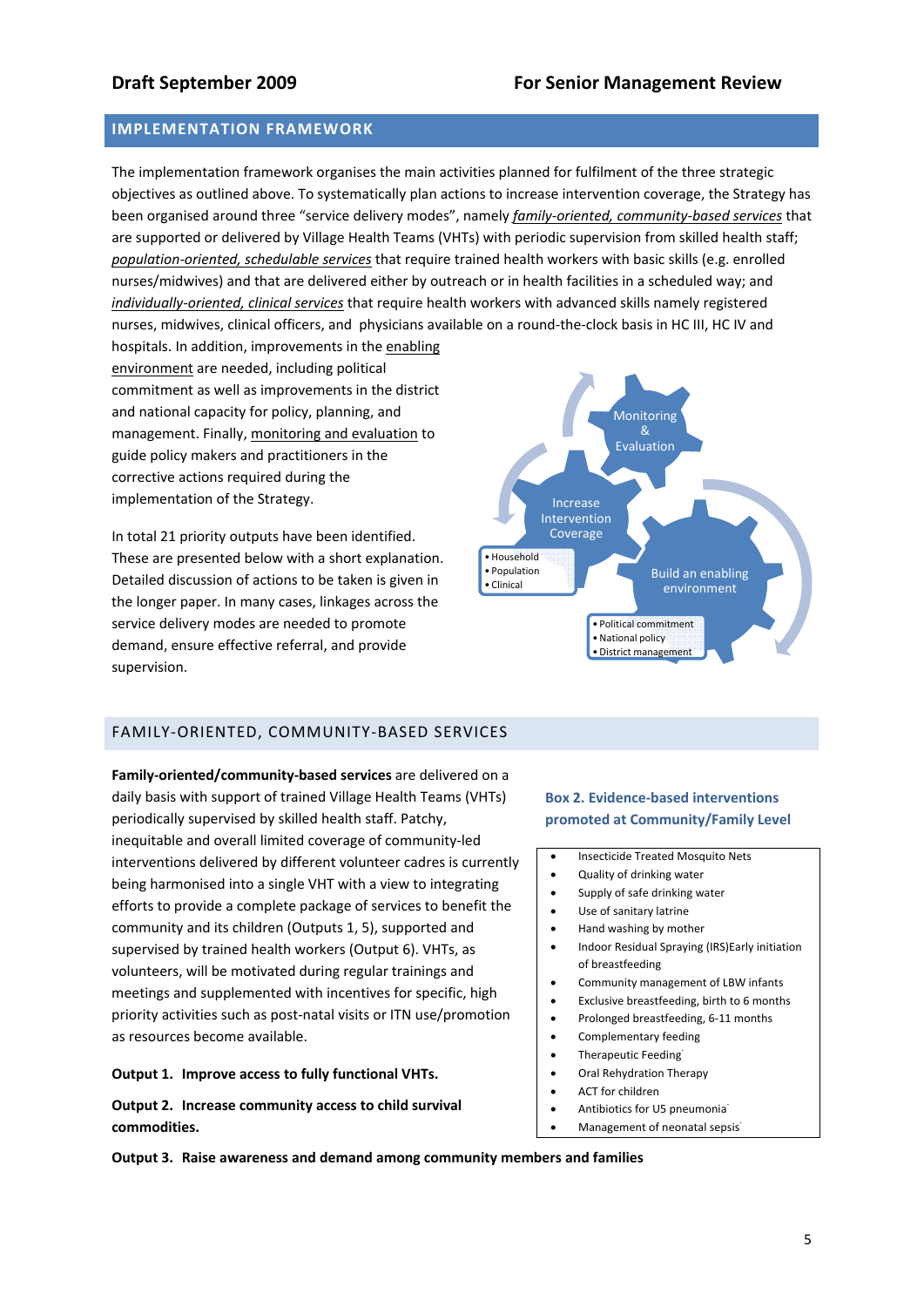## IMPLEMENTATION FRAMEWORK

The implementation framework organises the main activities planned for fulfilment of the three strategic objectives as outlined above. To systematically plan actions to increase intervention coverage, the Strategy has been organised around three "service delivery modes", namely *family-oriented, community-based services* that are supported or delivered by Village Health Teams (VHTs) with periodic supervision from skilled health staff; *population-oriented, schedulable services* that require trained health workers with basic skills (e.g. enrolled nurses/midwives) and that are delivered either by outreach or in health facilities in a scheduled way; and *individually-oriented, clinical services* that require health workers with advanced skills namely registered nurses, midwives, clinical officers, and physicians available on a round-the-clock basis in HC III, HC IV and hospitals. In addition, improvements in the enabling environment are needed, including political commitment as well as improvements in the district and national capacity for policy, planning, and management. Finally, monitoring and evaluation to guide policy makers and practitioners in the corrective actions required during the implementation of the Strategy.

Monitoring & Evaluation

Increase Intervention Coverage
- Household
- Population
- Clinical

Build an enabling environment
- Political commitment
- National policy
- District management

In total 21 priority outputs have been identified. These are presented below with a short explanation. Detailed discussion of actions to be taken is given in the longer paper. In many cases, linkages across the service delivery modes are needed to promote demand, ensure effective referral, and provide supervision.

## FAMILY-ORIENTED, COMMUNITY-BASED SERVICES

**Family-oriented/community-based services** are delivered on a daily basis with support of trained Village Health Teams (VHTs) periodically supervised by skilled health staff. Patchy, inequitable and overall limited coverage of community-led interventions delivered by different volunteer cadres is currently being harmonised into a single VHT with a view to integrating efforts to provide a complete package of services to benefit the community and its children (Outputs 1, 5), supported and supervised by trained health workers (Output 6). VHTs, as volunteers, will be motivated during regular trainings and meetings and supplemented with incentives for specific, high priority activities such as post-natal visits or ITN use/promotion as resources become available.

**Box 2. Evidence-based interventions promoted at Community/Family Level**

- Insecticide Treated Mosquito Nets
- Quality of drinking water
- Supply of safe drinking water
- Use of sanitary latrine
- Hand washing by mother
- Indoor Residual Spraying (IRS)Early initiation of breastfeeding
- Community management of LBW infants
- Exclusive breastfeeding, birth to 6 months
- Prolonged breastfeeding, 6-11 months
- Complementary feeding
- Therapeutic Feeding
- Oral Rehydration Therapy
- ACT for children
- Antibiotics for U5 pneumonia
- Management of neonatal sepsis

**Output 1. Improve access to fully functional VHTs.**

**Output 2. Increase community access to child survival commodities.**

**Output 3. Raise awareness and demand among community members and families**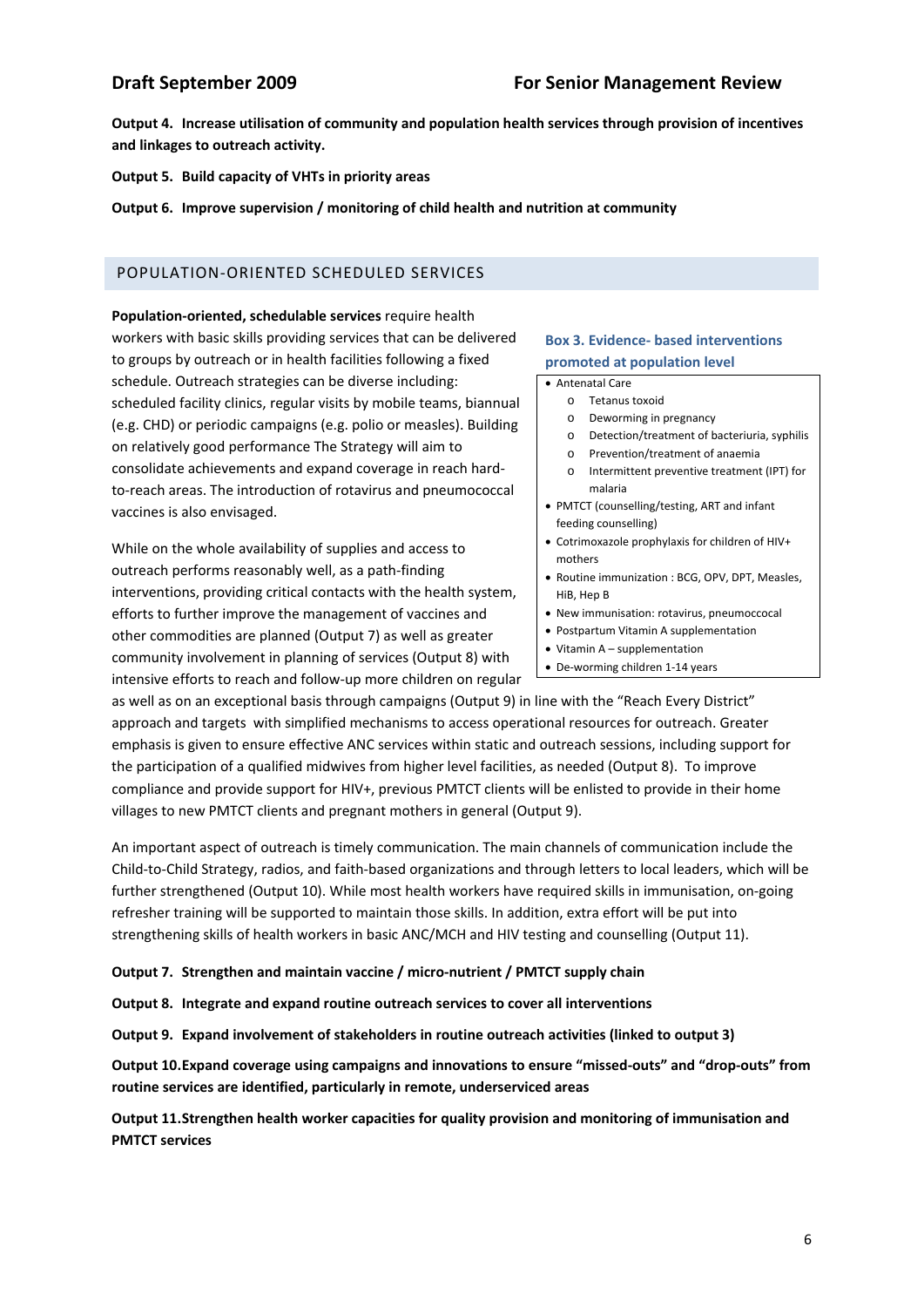**Output 4. Increase utilisation of community and population health services through provision of incentives and linkages to outreach activity.**

**Output 5. Build capacity of VHTs in priority areas**

**Output 6. Improve supervision / monitoring of child health and nutrition at community**

## POPULATION-ORIENTED SCHEDULED SERVICES

**Population-oriented, schedulable services** require health workers with basic skills providing services that can be delivered to groups by outreach or in health facilities following a fixed schedule. Outreach strategies can be diverse including: scheduled facility clinics, regular visits by mobile teams, biannual (e.g. CHD) or periodic campaigns (e.g. polio or measles). Building on relatively good performance The Strategy will aim to consolidate achievements and expand coverage in reach hard-to-reach areas. The introduction of rotavirus and pneumococcal vaccines is also envisaged.

While on the whole availability of supplies and access to outreach performs reasonably well, as a path-finding interventions, providing critical contacts with the health system, efforts to further improve the management of vaccines and other commodities are planned (Output 7) as well as greater community involvement in planning of services (Output 8) with intensive efforts to reach and follow-up more children on regular as well as on an exceptional basis through campaigns (Output 9) in line with the "Reach Every District" approach and targets with simplified mechanisms to access operational resources for outreach. Greater emphasis is given to ensure effective ANC services within static and outreach sessions, including support for the participation of a qualified midwives from higher level facilities, as needed (Output 8). To improve compliance and provide support for HIV+, previous PMTCT clients will be enlisted to provide in their home villages to new PMTCT clients and pregnant mothers in general (Output 9).

**Box 3. Evidence- based interventions promoted at population level**

- Antenatal Care
  - Tetanus toxoid
  - Deworming in pregnancy
  - Detection/treatment of bacteriuria, syphilis
  - Prevention/treatment of anaemia
  - Intermittent preventive treatment (IPT) for malaria
- PMTCT (counselling/testing, ART and infant feeding counselling)
- Cotrimoxazole prophylaxis for children of HIV+ mothers
- Routine immunization : BCG, OPV, DPT, Measles, HiB, Hep B
- New immunisation: rotavirus, pneumoccocal
- Postpartum Vitamin A supplementation
- Vitamin A – supplementation
- De-worming children 1-14 years

An important aspect of outreach is timely communication. The main channels of communication include the Child-to-Child Strategy, radios, and faith-based organizations and through letters to local leaders, which will be further strengthened (Output 10). While most health workers have required skills in immunisation, on-going refresher training will be supported to maintain those skills. In addition, extra effort will be put into strengthening skills of health workers in basic ANC/MCH and HIV testing and counselling (Output 11).

**Output 7. Strengthen and maintain vaccine / micro-nutrient / PMTCT supply chain**

**Output 8. Integrate and expand routine outreach services to cover all interventions**

**Output 9. Expand involvement of stakeholders in routine outreach activities (linked to output 3)**

**Output 10. Expand coverage using campaigns and innovations to ensure "missed-outs" and "drop-outs" from routine services are identified, particularly in remote, underserviced areas**

**Output 11. Strengthen health worker capacities for quality provision and monitoring of immunisation and PMTCT services**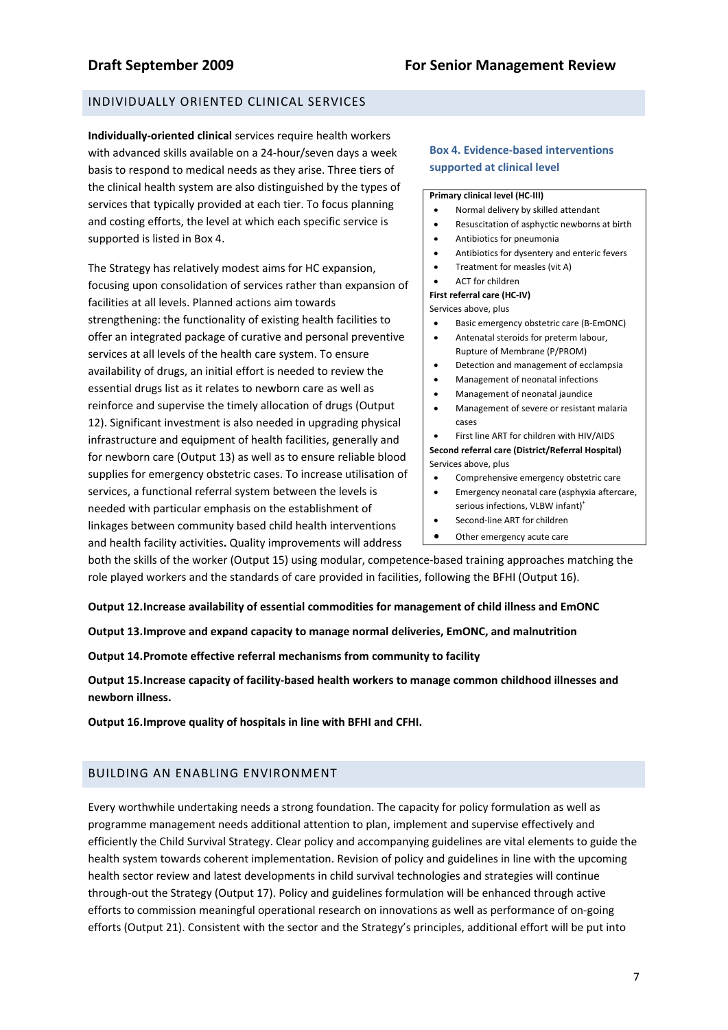## INDIVIDUALLY ORIENTED CLINICAL SERVICES

**Individually-oriented clinical** services require health workers with advanced skills available on a 24-hour/seven days a week basis to respond to medical needs as they arise. Three tiers of the clinical health system are also distinguished by the types of services that typically provided at each tier. To focus planning and costing efforts, the level at which each specific service is supported is listed in Box 4.

The Strategy has relatively modest aims for HC expansion, focusing upon consolidation of services rather than expansion of facilities at all levels. Planned actions aim towards strengthening: the functionality of existing health facilities to offer an integrated package of curative and personal preventive services at all levels of the health care system. To ensure availability of drugs, an initial effort is needed to review the essential drugs list as it relates to newborn care as well as reinforce and supervise the timely allocation of drugs (Output 12). Significant investment is also needed in upgrading physical infrastructure and equipment of health facilities, generally and for newborn care (Output 13) as well as to ensure reliable blood supplies for emergency obstetric cases. To increase utilisation of services, a functional referral system between the levels is needed with particular emphasis on the establishment of linkages between community based child health interventions and health facility activities**.** Quality improvements will address both the skills of the worker (Output 15) using modular, competence-based training approaches matching the role played workers and the standards of care provided in facilities, following the BFHI (Output 16).

### Box 4. Evidence-based interventions supported at clinical level

**Primary clinical level (HC-III)**

- Normal delivery by skilled attendant
- Resuscitation of asphyctic newborns at birth
- Antibiotics for pneumonia
- Antibiotics for dysentery and enteric fevers
- Treatment for measles (vit A)
- ACT for children

**First referral care (HC-IV)**

Services above, plus

- Basic emergency obstetric care (B-EmONC)
- Antenatal steroids for preterm labour, Rupture of Membrane (P/PROM)
- Detection and management of ecclampsia
- Management of neonatal infections
- Management of neonatal jaundice
- Management of severe or resistant malaria cases
- First line ART for children with HIV/AIDS

**Second referral care (District/Referral Hospital)**

Services above, plus

- Comprehensive emergency obstetric care
- Emergency neonatal care (asphyxia aftercare, serious infections, VLBW infant)[+]
- Second-line ART for children
- Other emergency acute care

**Output 12.Increase availability of essential commodities for management of child illness and EmONC**

**Output 13.Improve and expand capacity to manage normal deliveries, EmONC, and malnutrition**

**Output 14.Promote effective referral mechanisms from community to facility**

**Output 15.Increase capacity of facility-based health workers to manage common childhood illnesses and newborn illness.**

**Output 16.Improve quality of hospitals in line with BFHI and CFHI.**

## BUILDING AN ENABLING ENVIRONMENT

Every worthwhile undertaking needs a strong foundation. The capacity for policy formulation as well as programme management needs additional attention to plan, implement and supervise effectively and efficiently the Child Survival Strategy. Clear policy and accompanying guidelines are vital elements to guide the health system towards coherent implementation. Revision of policy and guidelines in line with the upcoming health sector review and latest developments in child survival technologies and strategies will continue through-out the Strategy (Output 17). Policy and guidelines formulation will be enhanced through active efforts to commission meaningful operational research on innovations as well as performance of on-going efforts (Output 21). Consistent with the sector and the Strategy's principles, additional effort will be put into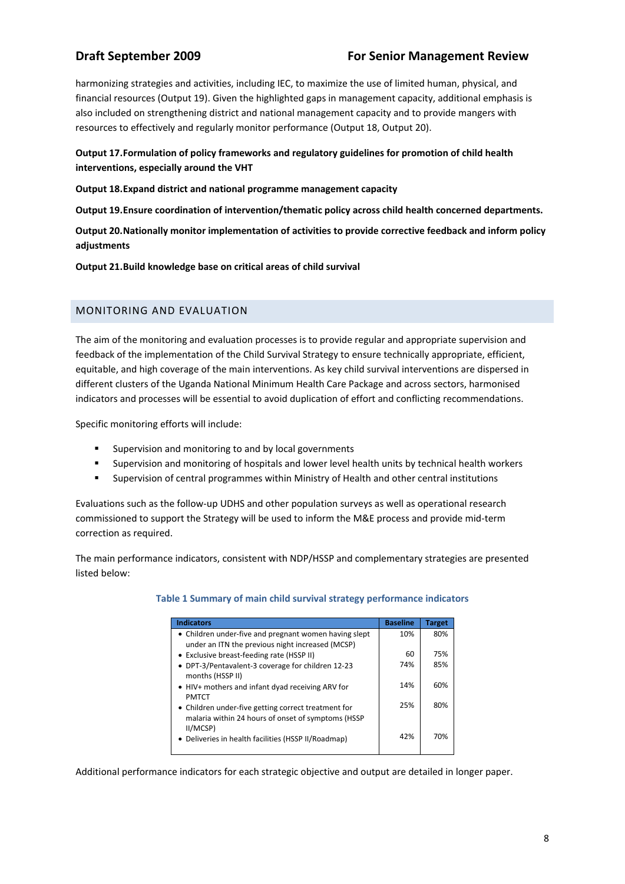harmonizing strategies and activities, including IEC, to maximize the use of limited human, physical, and financial resources (Output 19). Given the highlighted gaps in management capacity, additional emphasis is also included on strengthening district and national management capacity and to provide mangers with resources to effectively and regularly monitor performance (Output 18, Output 20).

**Output 17.Formulation of policy frameworks and regulatory guidelines for promotion of child health interventions, especially around the VHT**

**Output 18.Expand district and national programme management capacity**

**Output 19.Ensure coordination of intervention/thematic policy across child health concerned departments.**

**Output 20.Nationally monitor implementation of activities to provide corrective feedback and inform policy adjustments**

**Output 21.Build knowledge base on critical areas of child survival**

## MONITORING AND EVALUATION

The aim of the monitoring and evaluation processes is to provide regular and appropriate supervision and feedback of the implementation of the Child Survival Strategy to ensure technically appropriate, efficient, equitable, and high coverage of the main interventions. As key child survival interventions are dispersed in different clusters of the Uganda National Minimum Health Care Package and across sectors, harmonised indicators and processes will be essential to avoid duplication of effort and conflicting recommendations.

Specific monitoring efforts will include:

- Supervision and monitoring to and by local governments
- Supervision and monitoring of hospitals and lower level health units by technical health workers
- Supervision of central programmes within Ministry of Health and other central institutions

Evaluations such as the follow-up UDHS and other population surveys as well as operational research commissioned to support the Strategy will be used to inform the M&E process and provide mid-term correction as required.

The main performance indicators, consistent with NDP/HSSP and complementary strategies are presented listed below:

**Table 1 Summary of main child survival strategy performance indicators**

| Indicators | Baseline | Target |
|---|---|---|
| • Children under-five and pregnant women having slept under an ITN the previous night increased (MCSP) | 10% | 80% |
| • Exclusive breast-feeding rate (HSSP II) | 60 | 75% |
| • DPT-3/Pentavalent-3 coverage for children 12-23 months (HSSP II) | 74% | 85% |
| • HIV+ mothers and infant dyad receiving ARV for PMTCT | 14% | 60% |
| • Children under-five getting correct treatment for malaria within 24 hours of onset of symptoms (HSSP II/MCSP) | 25% | 80% |
| • Deliveries in health facilities (HSSP II/Roadmap) | 42% | 70% |

Additional performance indicators for each strategic objective and output are detailed in longer paper.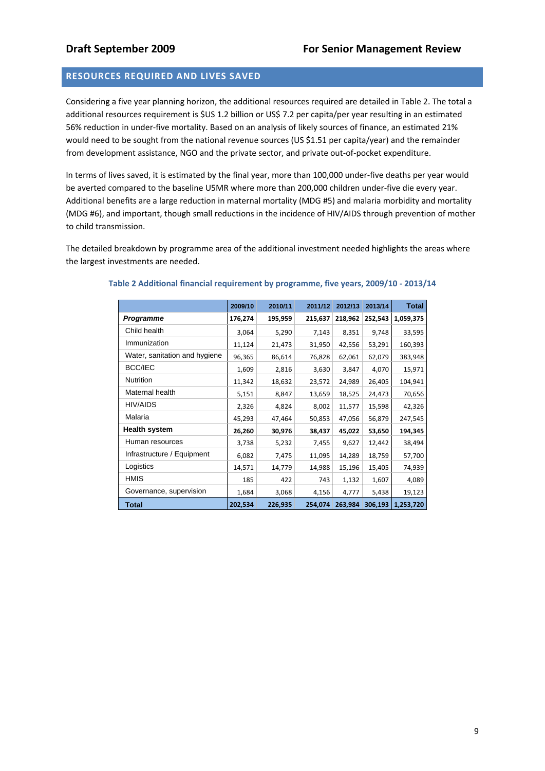## RESOURCES REQUIRED AND LIVES SAVED

Considering a five year planning horizon, the additional resources required are detailed in Table 2. The total a additional resources requirement is $US 1.2 billion or US$ 7.2 per capita/per year resulting in an estimated 56% reduction in under-five mortality. Based on an analysis of likely sources of finance, an estimated 21% would need to be sought from the national revenue sources (US $1.51 per capita/year) and the remainder from development assistance, NGO and the private sector, and private out-of-pocket expenditure.

In terms of lives saved, it is estimated by the final year, more than 100,000 under-five deaths per year would be averted compared to the baseline U5MR where more than 200,000 children under-five die every year. Additional benefits are a large reduction in maternal mortality (MDG #5) and malaria morbidity and mortality (MDG #6), and important, though small reductions in the incidence of HIV/AIDS through prevention of mother to child transmission.

The detailed breakdown by programme area of the additional investment needed highlights the areas where the largest investments are needed.

**Table 2 Additional financial requirement by programme, five years, 2009/10 - 2013/14**

| | 2009/10 | 2010/11 | 2011/12 | 2012/13 | 2013/14 | Total |
|---|---|---|---|---|---|---|
| ***Programme*** | **176,274** | **195,959** | **215,637** | **218,962** | **252,543** | **1,059,375** |
| Child health | 3,064 | 5,290 | 7,143 | 8,351 | 9,748 | 33,595 |
| Immunization | 11,124 | 21,473 | 31,950 | 42,556 | 53,291 | 160,393 |
| Water, sanitation and hygiene | 96,365 | 86,614 | 76,828 | 62,061 | 62,079 | 383,948 |
| BCC/IEC | 1,609 | 2,816 | 3,630 | 3,847 | 4,070 | 15,971 |
| Nutrition | 11,342 | 18,632 | 23,572 | 24,989 | 26,405 | 104,941 |
| Maternal health | 5,151 | 8,847 | 13,659 | 18,525 | 24,473 | 70,656 |
| HIV/AIDS | 2,326 | 4,824 | 8,002 | 11,577 | 15,598 | 42,326 |
| Malaria | 45,293 | 47,464 | 50,853 | 47,056 | 56,879 | 247,545 |
| **Health system** | **26,260** | **30,976** | **38,437** | **45,022** | **53,650** | **194,345** |
| Human resources | 3,738 | 5,232 | 7,455 | 9,627 | 12,442 | 38,494 |
| Infrastructure / Equipment | 6,082 | 7,475 | 11,095 | 14,289 | 18,759 | 57,700 |
| Logistics | 14,571 | 14,779 | 14,988 | 15,196 | 15,405 | 74,939 |
| HMIS | 185 | 422 | 743 | 1,132 | 1,607 | 4,089 |
| Governance, supervision | 1,684 | 3,068 | 4,156 | 4,777 | 5,438 | 19,123 |
| **Total** | **202,534** | **226,935** | **254,074** | **263,984** | **306,193** | **1,253,720** |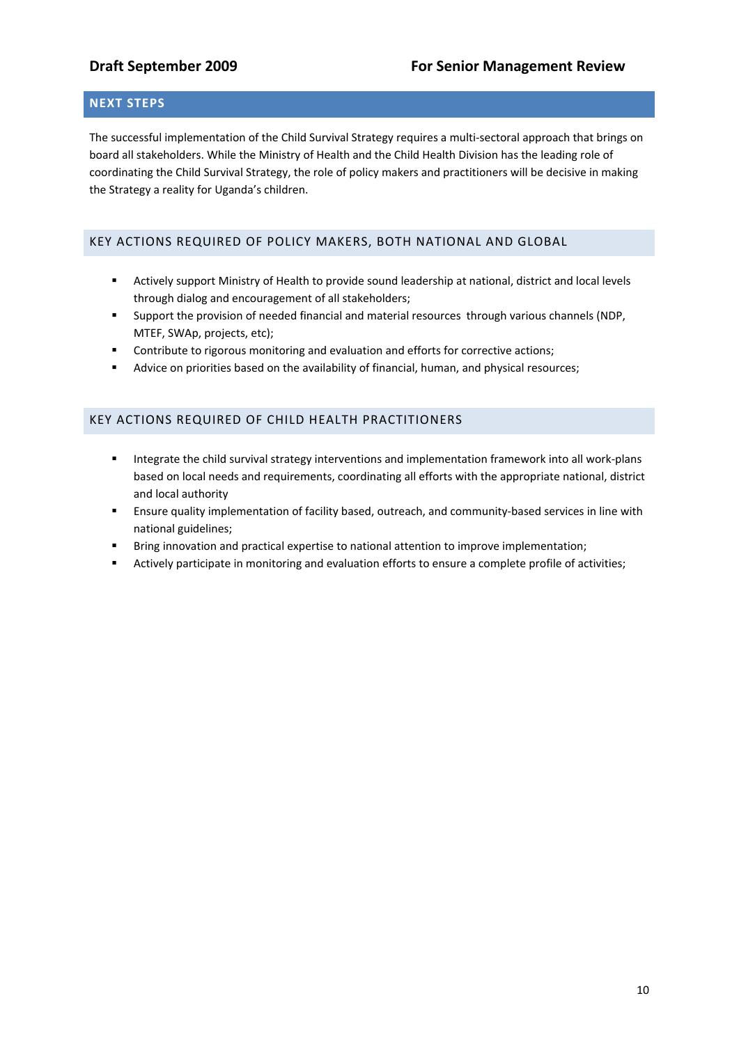## NEXT STEPS

The successful implementation of the Child Survival Strategy requires a multi-sectoral approach that brings on board all stakeholders. While the Ministry of Health and the Child Health Division has the leading role of coordinating the Child Survival Strategy, the role of policy makers and practitioners will be decisive in making the Strategy a reality for Uganda's children.

### KEY ACTIONS REQUIRED OF POLICY MAKERS, BOTH NATIONAL AND GLOBAL

- Actively support Ministry of Health to provide sound leadership at national, district and local levels through dialog and encouragement of all stakeholders;
- Support the provision of needed financial and material resources through various channels (NDP, MTEF, SWAp, projects, etc);
- Contribute to rigorous monitoring and evaluation and efforts for corrective actions;
- Advice on priorities based on the availability of financial, human, and physical resources;

### KEY ACTIONS REQUIRED OF CHILD HEALTH PRACTITIONERS

- Integrate the child survival strategy interventions and implementation framework into all work-plans based on local needs and requirements, coordinating all efforts with the appropriate national, district and local authority
- Ensure quality implementation of facility based, outreach, and community-based services in line with national guidelines;
- Bring innovation and practical expertise to national attention to improve implementation;
- Actively participate in monitoring and evaluation efforts to ensure a complete profile of activities;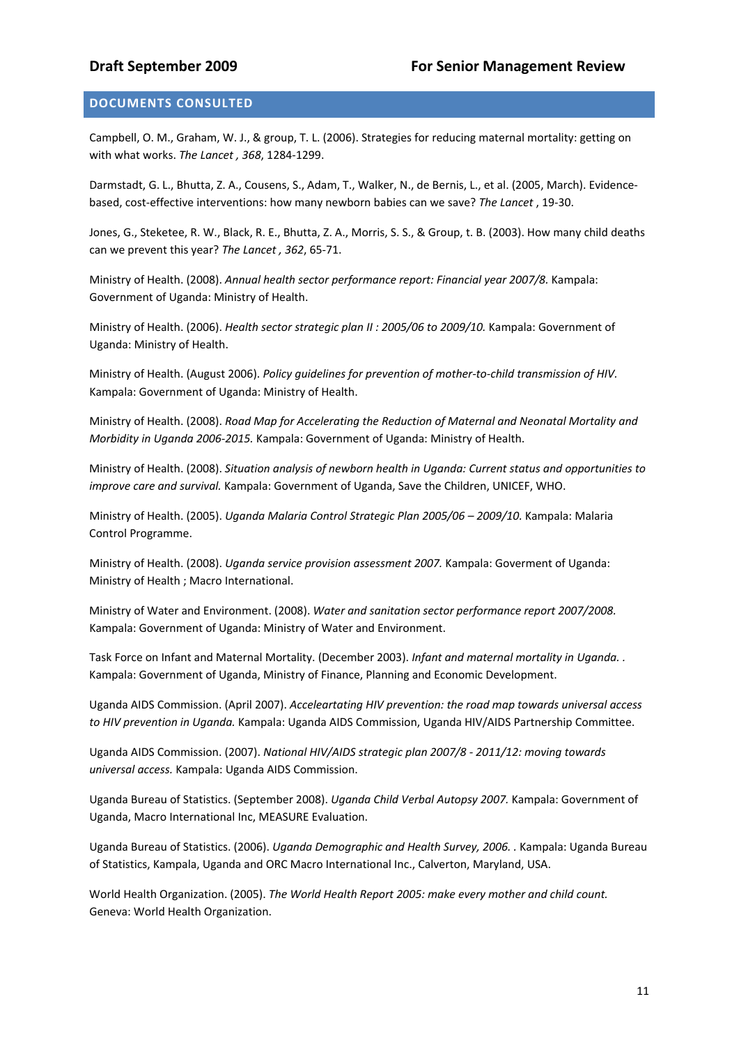## DOCUMENTS CONSULTED

Campbell, O. M., Graham, W. J., & group, T. L. (2006). Strategies for reducing maternal mortality: getting on with what works. *The Lancet , 368*, 1284-1299.

Darmstadt, G. L., Bhutta, Z. A., Cousens, S., Adam, T., Walker, N., de Bernis, L., et al. (2005, March). Evidence-based, cost-effective interventions: how many newborn babies can we save? *The Lancet* , 19-30.

Jones, G., Steketee, R. W., Black, R. E., Bhutta, Z. A., Morris, S. S., & Group, t. B. (2003). How many child deaths can we prevent this year? *The Lancet , 362*, 65-71.

Ministry of Health. (2008). *Annual health sector performance report: Financial year 2007/8.* Kampala: Government of Uganda: Ministry of Health.

Ministry of Health. (2006). *Health sector strategic plan II : 2005/06 to 2009/10.* Kampala: Government of Uganda: Ministry of Health.

Ministry of Health. (August 2006). *Policy guidelines for prevention of mother-to-child transmission of HIV.* Kampala: Government of Uganda: Ministry of Health.

Ministry of Health. (2008). *Road Map for Accelerating the Reduction of Maternal and Neonatal Mortality and Morbidity in Uganda 2006-2015.* Kampala: Government of Uganda: Ministry of Health.

Ministry of Health. (2008). *Situation analysis of newborn health in Uganda: Current status and opportunities to improve care and survival.* Kampala: Government of Uganda, Save the Children, UNICEF, WHO.

Ministry of Health. (2005). *Uganda Malaria Control Strategic Plan 2005/06 – 2009/10.* Kampala: Malaria Control Programme.

Ministry of Health. (2008). *Uganda service provision assessment 2007.* Kampala: Goverment of Uganda: Ministry of Health ; Macro International.

Ministry of Water and Environment. (2008). *Water and sanitation sector performance report 2007/2008.* Kampala: Government of Uganda: Ministry of Water and Environment.

Task Force on Infant and Maternal Mortality. (December 2003). *Infant and maternal mortality in Uganda.* . Kampala: Government of Uganda, Ministry of Finance, Planning and Economic Development.

Uganda AIDS Commission. (April 2007). *Acceleartating HIV prevention: the road map towards universal access to HIV prevention in Uganda.* Kampala: Uganda AIDS Commission, Uganda HIV/AIDS Partnership Committee.

Uganda AIDS Commission. (2007). *National HIV/AIDS strategic plan 2007/8 - 2011/12: moving towards universal access.* Kampala: Uganda AIDS Commission.

Uganda Bureau of Statistics. (September 2008). *Uganda Child Verbal Autopsy 2007.* Kampala: Government of Uganda, Macro International Inc, MEASURE Evaluation.

Uganda Bureau of Statistics. (2006). *Uganda Demographic and Health Survey, 2006.* . Kampala: Uganda Bureau of Statistics, Kampala, Uganda and ORC Macro International Inc., Calverton, Maryland, USA.

World Health Organization. (2005). *The World Health Report 2005: make every mother and child count.* Geneva: World Health Organization.